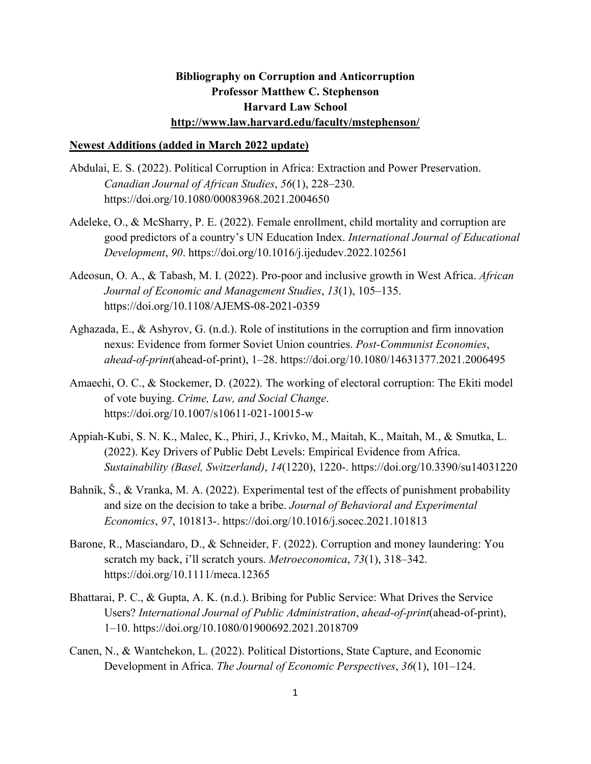**Bibliography on Corruption and Anticorruption**
**Professor Matthew C. Stephenson**
**Harvard Law School**
**http://www.law.harvard.edu/faculty/mstephenson/**

## Newest Additions (added in March 2022 update)

Abdulai, E. S. (2022). Political Corruption in Africa: Extraction and Power Preservation. *Canadian Journal of African Studies*, *56*(1), 228–230. https://doi.org/10.1080/00083968.2021.2004650

Adeleke, O., & McSharry, P. E. (2022). Female enrollment, child mortality and corruption are good predictors of a country's UN Education Index. *International Journal of Educational Development*, *90*. https://doi.org/10.1016/j.ijedudev.2022.102561

Adeosun, O. A., & Tabash, M. I. (2022). Pro-poor and inclusive growth in West Africa. *African Journal of Economic and Management Studies*, *13*(1), 105–135. https://doi.org/10.1108/AJEMS-08-2021-0359

Aghazada, E., & Ashyrov, G. (n.d.). Role of institutions in the corruption and firm innovation nexus: Evidence from former Soviet Union countries. *Post-Communist Economies*, *ahead-of-print*(ahead-of-print), 1–28. https://doi.org/10.1080/14631377.2021.2006495

Amaechi, O. C., & Stockemer, D. (2022). The working of electoral corruption: The Ekiti model of vote buying. *Crime, Law, and Social Change*. https://doi.org/10.1007/s10611-021-10015-w

Appiah-Kubi, S. N. K., Malec, K., Phiri, J., Krivko, M., Maitah, K., Maitah, M., & Smutka, L. (2022). Key Drivers of Public Debt Levels: Empirical Evidence from Africa. *Sustainability (Basel, Switzerland)*, *14*(1220), 1220-. https://doi.org/10.3390/su14031220

Bahník, Š., & Vranka, M. A. (2022). Experimental test of the effects of punishment probability and size on the decision to take a bribe. *Journal of Behavioral and Experimental Economics*, *97*, 101813-. https://doi.org/10.1016/j.socec.2021.101813

Barone, R., Masciandaro, D., & Schneider, F. (2022). Corruption and money laundering: You scratch my back, i'll scratch yours. *Metroeconomica*, *73*(1), 318–342. https://doi.org/10.1111/meca.12365

Bhattarai, P. C., & Gupta, A. K. (n.d.). Bribing for Public Service: What Drives the Service Users? *International Journal of Public Administration*, *ahead-of-print*(ahead-of-print), 1–10. https://doi.org/10.1080/01900692.2021.2018709

Canen, N., & Wantchekon, L. (2022). Political Distortions, State Capture, and Economic Development in Africa. *The Journal of Economic Perspectives*, *36*(1), 101–124.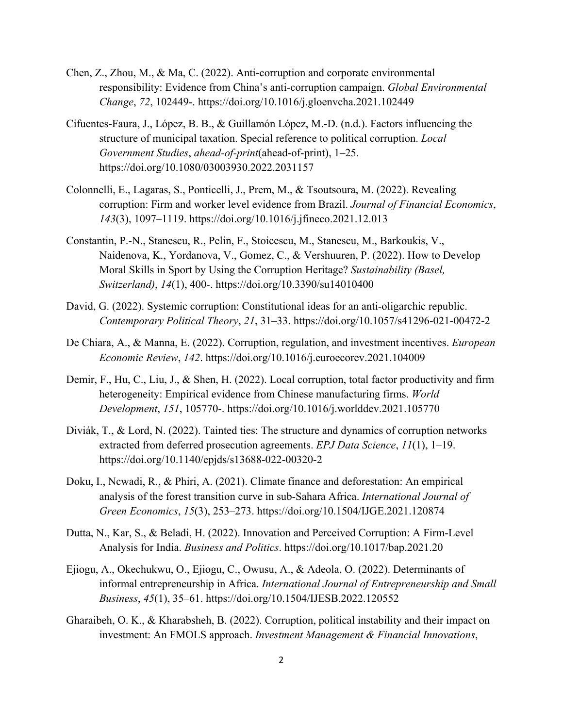Chen, Z., Zhou, M., & Ma, C. (2022). Anti-corruption and corporate environmental responsibility: Evidence from China's anti-corruption campaign. *Global Environmental Change*, *72*, 102449-. https://doi.org/10.1016/j.gloenvcha.2021.102449

Cifuentes-Faura, J., López, B. B., & Guillamón López, M.-D. (n.d.). Factors influencing the structure of municipal taxation. Special reference to political corruption. *Local Government Studies*, *ahead-of-print*(ahead-of-print), 1–25. https://doi.org/10.1080/03003930.2022.2031157

Colonnelli, E., Lagaras, S., Ponticelli, J., Prem, M., & Tsoutsoura, M. (2022). Revealing corruption: Firm and worker level evidence from Brazil. *Journal of Financial Economics*, *143*(3), 1097–1119. https://doi.org/10.1016/j.jfineco.2021.12.013

Constantin, P.-N., Stanescu, R., Pelin, F., Stoicescu, M., Stanescu, M., Barkoukis, V., Naidenova, K., Yordanova, V., Gomez, C., & Vershuuren, P. (2022). How to Develop Moral Skills in Sport by Using the Corruption Heritage? *Sustainability (Basel, Switzerland)*, *14*(1), 400-. https://doi.org/10.3390/su14010400

David, G. (2022). Systemic corruption: Constitutional ideas for an anti-oligarchic republic. *Contemporary Political Theory*, *21*, 31–33. https://doi.org/10.1057/s41296-021-00472-2

De Chiara, A., & Manna, E. (2022). Corruption, regulation, and investment incentives. *European Economic Review*, *142*. https://doi.org/10.1016/j.euroecorev.2021.104009

Demir, F., Hu, C., Liu, J., & Shen, H. (2022). Local corruption, total factor productivity and firm heterogeneity: Empirical evidence from Chinese manufacturing firms. *World Development*, *151*, 105770-. https://doi.org/10.1016/j.worlddev.2021.105770

Diviák, T., & Lord, N. (2022). Tainted ties: The structure and dynamics of corruption networks extracted from deferred prosecution agreements. *EPJ Data Science*, *11*(1), 1–19. https://doi.org/10.1140/epjds/s13688-022-00320-2

Doku, I., Ncwadi, R., & Phiri, A. (2021). Climate finance and deforestation: An empirical analysis of the forest transition curve in sub-Sahara Africa. *International Journal of Green Economics*, *15*(3), 253–273. https://doi.org/10.1504/IJGE.2021.120874

Dutta, N., Kar, S., & Beladi, H. (2022). Innovation and Perceived Corruption: A Firm-Level Analysis for India. *Business and Politics*. https://doi.org/10.1017/bap.2021.20

Ejiogu, A., Okechukwu, O., Ejiogu, C., Owusu, A., & Adeola, O. (2022). Determinants of informal entrepreneurship in Africa. *International Journal of Entrepreneurship and Small Business*, *45*(1), 35–61. https://doi.org/10.1504/IJESB.2022.120552

Gharaibeh, O. K., & Kharabsheh, B. (2022). Corruption, political instability and their impact on investment: An FMOLS approach. *Investment Management & Financial Innovations*,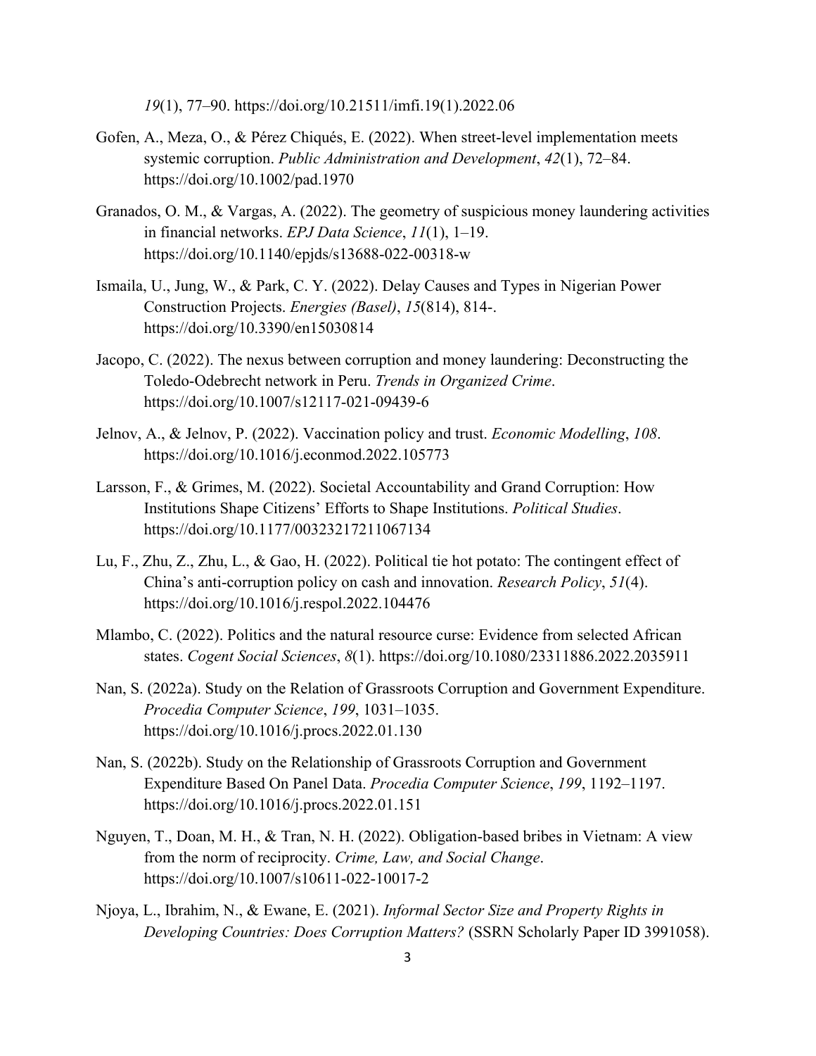*19*(1), 77–90. https://doi.org/10.21511/imfi.19(1).2022.06

Gofen, A., Meza, O., & Pérez Chiqués, E. (2022). When street-level implementation meets systemic corruption. *Public Administration and Development*, *42*(1), 72–84. https://doi.org/10.1002/pad.1970

Granados, O. M., & Vargas, A. (2022). The geometry of suspicious money laundering activities in financial networks. *EPJ Data Science*, *11*(1), 1–19. https://doi.org/10.1140/epjds/s13688-022-00318-w

Ismaila, U., Jung, W., & Park, C. Y. (2022). Delay Causes and Types in Nigerian Power Construction Projects. *Energies (Basel)*, *15*(814), 814-. https://doi.org/10.3390/en15030814

Jacopo, C. (2022). The nexus between corruption and money laundering: Deconstructing the Toledo-Odebrecht network in Peru. *Trends in Organized Crime*. https://doi.org/10.1007/s12117-021-09439-6

Jelnov, A., & Jelnov, P. (2022). Vaccination policy and trust. *Economic Modelling*, *108*. https://doi.org/10.1016/j.econmod.2022.105773

Larsson, F., & Grimes, M. (2022). Societal Accountability and Grand Corruption: How Institutions Shape Citizens' Efforts to Shape Institutions. *Political Studies*. https://doi.org/10.1177/00323217211067134

Lu, F., Zhu, Z., Zhu, L., & Gao, H. (2022). Political tie hot potato: The contingent effect of China's anti-corruption policy on cash and innovation. *Research Policy*, *51*(4). https://doi.org/10.1016/j.respol.2022.104476

Mlambo, C. (2022). Politics and the natural resource curse: Evidence from selected African states. *Cogent Social Sciences*, *8*(1). https://doi.org/10.1080/23311886.2022.2035911

Nan, S. (2022a). Study on the Relation of Grassroots Corruption and Government Expenditure. *Procedia Computer Science*, *199*, 1031–1035. https://doi.org/10.1016/j.procs.2022.01.130

Nan, S. (2022b). Study on the Relationship of Grassroots Corruption and Government Expenditure Based On Panel Data. *Procedia Computer Science*, *199*, 1192–1197. https://doi.org/10.1016/j.procs.2022.01.151

Nguyen, T., Doan, M. H., & Tran, N. H. (2022). Obligation-based bribes in Vietnam: A view from the norm of reciprocity. *Crime, Law, and Social Change*. https://doi.org/10.1007/s10611-022-10017-2

Njoya, L., Ibrahim, N., & Ewane, E. (2021). *Informal Sector Size and Property Rights in Developing Countries: Does Corruption Matters?* (SSRN Scholarly Paper ID 3991058).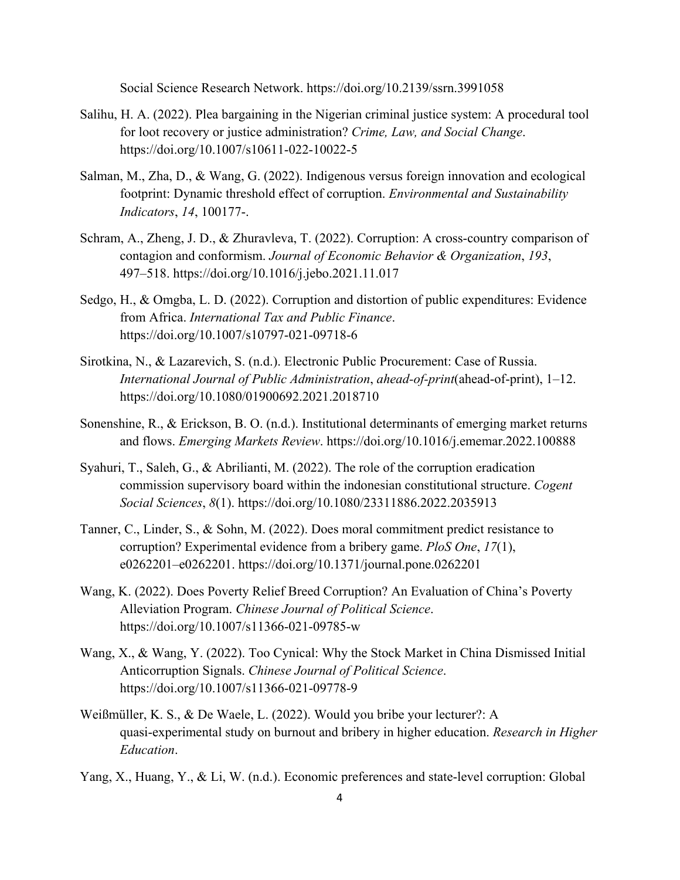Social Science Research Network. https://doi.org/10.2139/ssrn.3991058

Salihu, H. A. (2022). Plea bargaining in the Nigerian criminal justice system: A procedural tool for loot recovery or justice administration? *Crime, Law, and Social Change*. https://doi.org/10.1007/s10611-022-10022-5

Salman, M., Zha, D., & Wang, G. (2022). Indigenous versus foreign innovation and ecological footprint: Dynamic threshold effect of corruption. *Environmental and Sustainability Indicators*, *14*, 100177-.

Schram, A., Zheng, J. D., & Zhuravleva, T. (2022). Corruption: A cross-country comparison of contagion and conformism. *Journal of Economic Behavior & Organization*, *193*, 497–518. https://doi.org/10.1016/j.jebo.2021.11.017

Sedgo, H., & Omgba, L. D. (2022). Corruption and distortion of public expenditures: Evidence from Africa. *International Tax and Public Finance*. https://doi.org/10.1007/s10797-021-09718-6

Sirotkina, N., & Lazarevich, S. (n.d.). Electronic Public Procurement: Case of Russia. *International Journal of Public Administration*, *ahead-of-print*(ahead-of-print), 1–12. https://doi.org/10.1080/01900692.2021.2018710

Sonenshine, R., & Erickson, B. O. (n.d.). Institutional determinants of emerging market returns and flows. *Emerging Markets Review*. https://doi.org/10.1016/j.ememar.2022.100888

Syahuri, T., Saleh, G., & Abrilianti, M. (2022). The role of the corruption eradication commission supervisory board within the indonesian constitutional structure. *Cogent Social Sciences*, *8*(1). https://doi.org/10.1080/23311886.2022.2035913

Tanner, C., Linder, S., & Sohn, M. (2022). Does moral commitment predict resistance to corruption? Experimental evidence from a bribery game. *PloS One*, *17*(1), e0262201–e0262201. https://doi.org/10.1371/journal.pone.0262201

Wang, K. (2022). Does Poverty Relief Breed Corruption? An Evaluation of China's Poverty Alleviation Program. *Chinese Journal of Political Science*. https://doi.org/10.1007/s11366-021-09785-w

Wang, X., & Wang, Y. (2022). Too Cynical: Why the Stock Market in China Dismissed Initial Anticorruption Signals. *Chinese Journal of Political Science*. https://doi.org/10.1007/s11366-021-09778-9

Weißmüller, K. S., & De Waele, L. (2022). Would you bribe your lecturer?: A quasi-experimental study on burnout and bribery in higher education. *Research in Higher Education*.

Yang, X., Huang, Y., & Li, W. (n.d.). Economic preferences and state-level corruption: Global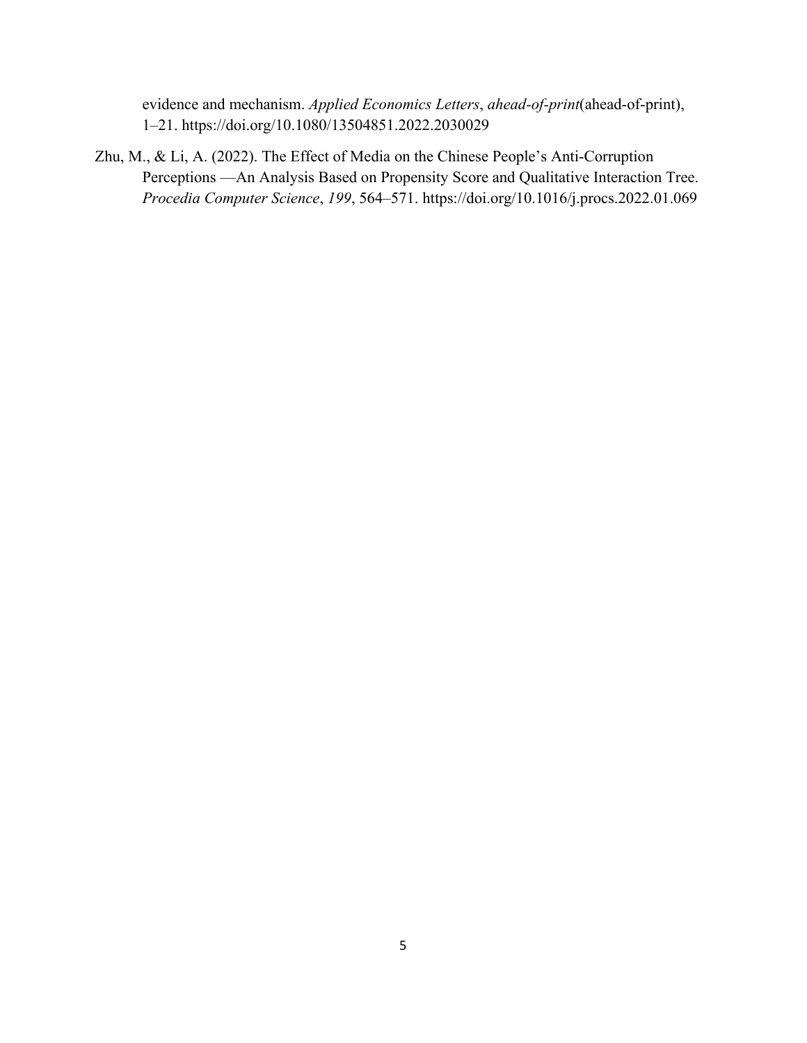evidence and mechanism. *Applied Economics Letters*, *ahead-of-print*(ahead-of-print), 1–21. https://doi.org/10.1080/13504851.2022.2030029

Zhu, M., & Li, A. (2022). The Effect of Media on the Chinese People's Anti-Corruption Perceptions —An Analysis Based on Propensity Score and Qualitative Interaction Tree. *Procedia Computer Science*, *199*, 564–571. https://doi.org/10.1016/j.procs.2022.01.069